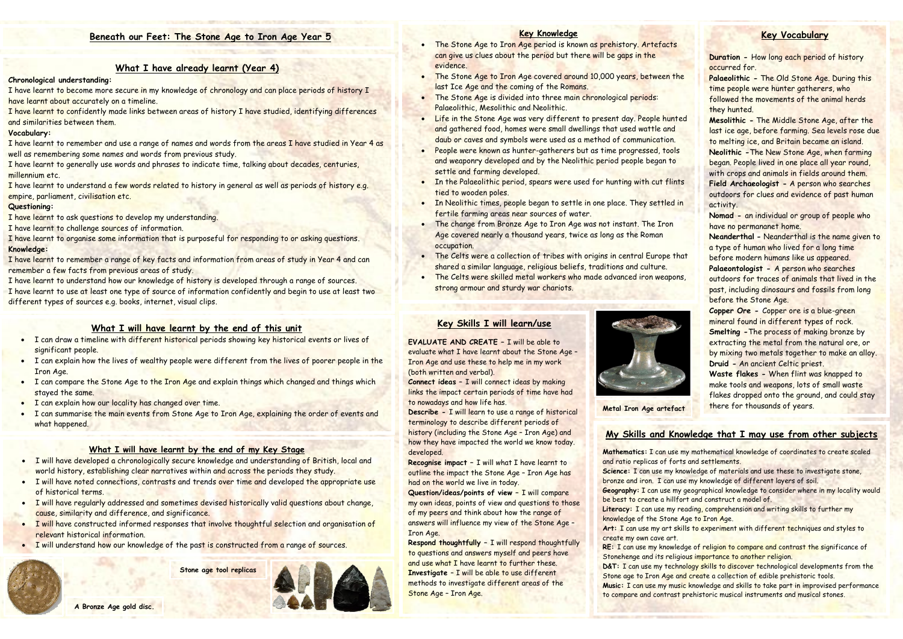# Beneath our Feet: The Stone Age to Iron Age Year 5

## What I have already learnt (Year 4)

**Chronological understanding:**

I have learnt to become more secure in my knowledge of chronology and can place periods of history I have learnt about accurately on a timeline.

I have learnt to confidently made links between areas of history I have studied, identifying differences and similarities between them.

**Vocabulary:**

I have learnt to remember and use a range of names and words from the areas I have studied in Year 4 as well as remembering some names and words from previous study.

I have learnt to generally use words and phrases to indicate time, talking about decades, centuries, millennium etc.

I have learnt to understand a few words related to history in general as well as periods of history e.g. empire, parliament, civilisation etc.

**Questioning:**

I have learnt to ask questions to develop my understanding.

I have learnt to challenge sources of information.

I have learnt to organise some information that is purposeful for responding to or asking questions.

**Knowledge:**

I have learnt to remember a range of key facts and information from areas of study in Year 4 and can remember a few facts from previous areas of study.

I have learnt to understand how our knowledge of history is developed through a range of sources.

I have learnt to use at least one type of source of information confidently and begin to use at least two different types of sources e.g. books, internet, visual clips.

## What I will have learnt by the end of this unit

- I can draw a timeline with different historical periods showing key historical events or lives of significant people.
- I can explain how the lives of wealthy people were different from the lives of poorer people in the Iron Age.
- I can compare the Stone Age to the Iron Age and explain things which changed and things which stayed the same.
- I can explain how our locality has changed over time.
- I can summarise the main events from Stone Age to Iron Age, explaining the order of events and what happened.

## What I will have learnt by the end of my Key Stage

- I will have developed a chronologically secure knowledge and understanding of British, local and world history, establishing clear narratives within and across the periods they study.
- I will have noted connections, contrasts and trends over time and developed the appropriate use of historical terms.
- I will have regularly addressed and sometimes devised historically valid questions about change, cause, similarity and difference, and significance.
- I will have constructed informed responses that involve thoughtful selection and organisation of relevant historical information.
- I will understand how our knowledge of the past is constructed from a range of sources.

A Bronze Age gold disc.

Stone age tool replicas

## Key Knowledge

- The Stone Age to Iron Age period is known as prehistory. Artefacts can give us clues about the period but there will be gaps in the evidence.
- The Stone Age to Iron Age covered around 10,000 years, between the last Ice Age and the coming of the Romans.
- The Stone Age is divided into three main chronological periods: Palaeolithic, Mesolithic and Neolithic.
- Life in the Stone Age was very different to present day. People hunted and gathered food, homes were small dwellings that used wattle and daub or caves and symbols were used as a method of communication.
- People were known as hunter-gatherers but as time progressed, tools and weaponry developed and by the Neolithic period people began to settle and farming developed.
- In the Palaeolithic period, spears were used for hunting with cut flints tied to wooden poles.
- In Neolithic times, people began to settle in one place. They settled in fertile farming areas near sources of water.
- The change from Bronze Age to Iron Age was not instant. The Iron Age covered nearly a thousand years, twice as long as the Roman occupation.
- The Celts were a collection of tribes with origins in central Europe that shared a similar language, religious beliefs, traditions and culture.
- The Celts were skilled metal workers who made advanced iron weapons, strong armour and sturdy war chariots.

## Key Skills I will learn/use

**EVALUATE AND CREATE –** I will be able to evaluate what I have learnt about the Stone Age – Iron Age and use these to help me in my work (both written and verbal).

**Connect ideas –** I will connect ideas by making links the impact certain periods of time have had to nowadays and how life has.

**Describe -** I will learn to use a range of historical terminology to describe different periods of history (including the Stone Age – Iron Age) and how they have impacted the world we know today. developed.

**Recognise impact –** I will what I have learnt to outline the impact the Stone Age – Iron Age has had on the world we live in today.

**Question/ideas/points of view –** I will compare my own ideas, points of view and questions to those of my peers and think about how the range of answers will influence my view of the Stone Age – Iron Age.

**Respond thoughtfully –** I will respond thoughtfully to questions and answers myself and peers have and use what I have learnt to further these.

**Investigate –** I will be able to use different methods to investigate different areas of the Stone Age – Iron Age.

Metal Iron Age artefact

## Key Vocabulary

**Duration -** How long each period of history occurred for.

**Palaeolithic -** The Old Stone Age. During this time people were hunter gatherers, who followed the movements of the animal herds they hunted.

**Mesolithic -** The Middle Stone Age, after the last ice age, before farming. Sea levels rose due to melting ice, and Britain became an island.

**Neolithic -**The New Stone Age, when farming began. People lived in one place all year round, with crops and animals in fields around them.

**Field Archaeologist -** A person who searches outdoors for clues and evidence of past human activity.

**Nomad -** an individual or group of people who have no permanaent home.

**Neanderthal -** Neanderthal is the name given to a type of human who lived for a long time before modern humans like us appeared.

**Palaeontologist -** A person who searches outdoors for traces of animals that lived in the past, including dinosaurs and fossils from long before the Stone Age.

**Copper Ore -** Copper ore is a blue-green mineral found in different types of rock.

**Smelting -**The process of making bronze by extracting the metal from the natural ore, or by mixing two metals together to make an alloy.

**Druid -** An ancient Celtic priest.

**Waste flakes -** When flint was knapped to make tools and weapons, lots of small waste flakes dropped onto the ground, and could stay there for thousands of years.

## My Skills and Knowledge that I may use from other subjects

**Mathematics:** I can use my mathematical knowledge of coordinates to create scaled and ratio replicas of forts and settlements.

**Science:** I can use my knowledge of materials and use these to investigate stone, bronze and iron. I can use my knowledge of different layers of soil.

**Geography:** I can use my geographical knowledge to consider where in my locality would be best to create a hillfort and construct a model of.

**Literacy:** I can use my reading, comprehension and writing skills to further my knowledge of the Stone Age to Iron Age.

**Art:** I can use my art skills to experiment with different techniques and styles to create my own cave art.

**RE:** I can use my knowledge of religion to compare and contrast the significance of Stonehenge and its religious importance to another religion.

**D&T:** I can use my technology skills to discover technological developments from the Stone age to Iron Age and create a collection of edible prehistoric tools.

**Music:** I can use my music knowledge and skills to take part in improvised performance to compare and contrast prehistoric musical instruments and musical stones.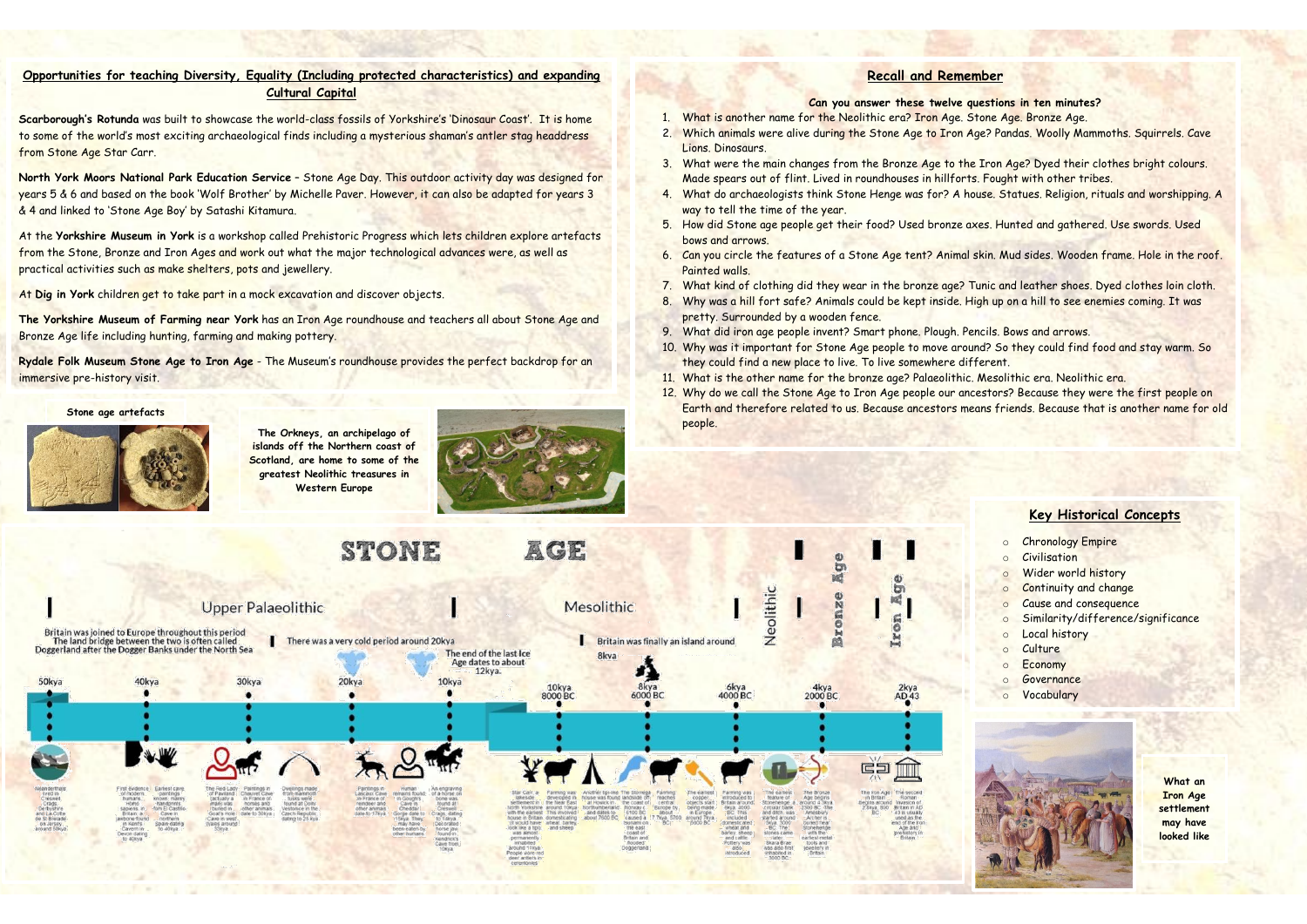## Opportunities for teaching Diversity, Equality (Including protected characteristics) and expanding Cultural Capital

**Scarborough's Rotunda** was built to showcase the world-class fossils of Yorkshire's 'Dinosaur Coast'. It is home to some of the world's most exciting archaeological finds including a mysterious shaman's antler stag headdress from Stone Age Star Carr.

**North York Moors National Park Education Service** – Stone Age Day. This outdoor activity day was designed for years 5 & 6 and based on the book 'Wolf Brother' by Michelle Paver. However, it can also be adapted for years 3 & 4 and linked to 'Stone Age Boy' by Satashi Kitamura.

At the **Yorkshire Museum in York** is a workshop called Prehistoric Progress which lets children explore artefacts from the Stone, Bronze and Iron Ages and work out what the major technological advances were, as well as practical activities such as make shelters, pots and jewellery.

At **Dig in York** children get to take part in a mock excavation and discover objects.

**The Yorkshire Museum of Farming near York** has an Iron Age roundhouse and teachers all about Stone Age and Bronze Age life including hunting, farming and making pottery.

**Rydale Folk Museum Stone Age to Iron Age** - The Museum's roundhouse provides the perfect backdrop for an immersive pre-history visit.

Stone age artefacts

The Orkneys, an archipelago of islands off the Northern coast of Scotland, are home to some of the greatest Neolithic treasures in Western Europe

## Recall and Remember

**Can you answer these twelve questions in ten minutes?**

1. What is another name for the Neolithic era? Iron Age. Stone Age. Bronze Age.
2. Which animals were alive during the Stone Age to Iron Age? Pandas. Woolly Mammoths. Squirrels. Cave Lions. Dinosaurs.
3. What were the main changes from the Bronze Age to the Iron Age? Dyed their clothes bright colours. Made spears out of flint. Lived in roundhouses in hillforts. Fought with other tribes.
4. What do archaeologists think Stone Henge was for? A house. Statues. Religion, rituals and worshipping. A way to tell the time of the year.
5. How did Stone age people get their food? Used bronze axes. Hunted and gathered. Use swords. Used bows and arrows.
6. Can you circle the features of a Stone Age tent? Animal skin. Mud sides. Wooden frame. Hole in the roof. Painted walls.
7. What kind of clothing did they wear in the bronze age? Tunic and leather shoes. Dyed clothes loin cloth.
8. Why was a hill fort safe? Animals could be kept inside. High up on a hill to see enemies coming. It was pretty. Surrounded by a wooden fence.
9. What did iron age people invent? Smart phone. Plough. Pencils. Bows and arrows.
10. Why was it important for Stone Age people to move around? So they could find food and stay warm. So they could find a new place to live. To live somewhere different.
11. What is the other name for the bronze age? Palaeolithic. Mesolithic era. Neolithic era.
12. Why do we call the Stone Age to Iron Age people our ancestors? Because they were the first people on Earth and therefore related to us. Because ancestors means friends. Because that is another name for old people.

## Key Historical Concepts

- Chronology Empire
- Civilisation
- Wider world history
- Continuity and change
- Cause and consequence
- Similarity/difference/significance
- Local history
- Culture
- Economy
- Governance
- Vocabulary

What an Iron Age settlement may have looked like

STONE AGE

Upper Palaeolithic

Mesolithic

Neolithic

Bronze Age

Iron Age

Britain was joined to Europe throughout this period
The land bridge between the two is often called Doggerland after the Dogger Banks under the North Sea

There was a very cold period around 20kya

The end of the last Ice Age dates to about 12kya.

Britain was finally an island around 8kya

50kya

40kya

30kya

20kya

10kya

10kya
8000 BC

8kya
6000 BC

6kya
4000 BC

4kya
2000 BC

2kya
AD 43